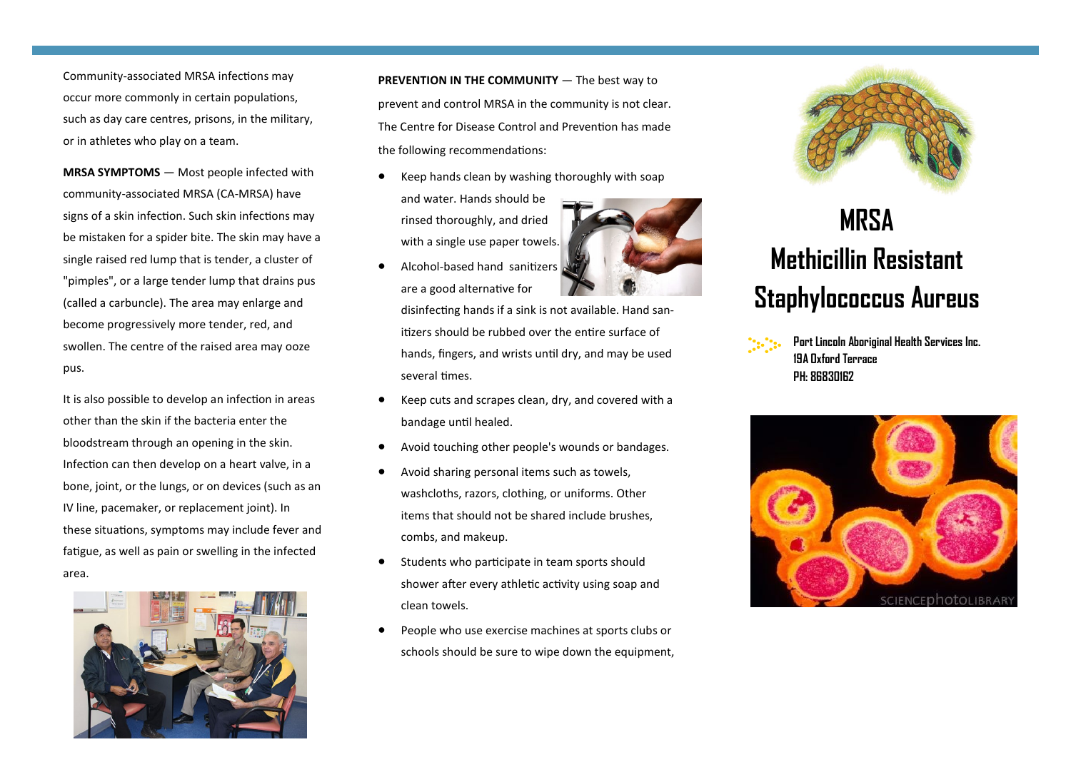Community-associated MRSA infections may occur more commonly in certain populations, such as day care centres, prisons, in the military, or in athletes who play on a team.

**MRSA SYMPTOMS** — Most people infected with community-associated MRSA (CA-MRSA) have signs of a skin infection. Such skin infections may be mistaken for a spider bite. The skin may have a single raised red lump that is tender, a cluster of "pimples", or a large tender lump that drains pus (called a carbuncle). The area may enlarge and become progressively more tender, red, and swollen. The centre of the raised area may ooze pus.

It is also possible to develop an infection in areas other than the skin if the bacteria enter the bloodstream through an opening in the skin. Infection can then develop on a heart valve, in a bone, joint, or the lungs, or on devices (such as an IV line, pacemaker, or replacement joint). In these situations, symptoms may include fever and fatigue, as well as pain or swelling in the infected area.

**PREVENTION IN THE COMMUNITY** — The best way to prevent and control MRSA in the community is not clear. The Centre for Disease Control and Prevention has made the following recommendations:

- Keep hands clean by washing thoroughly with soap and water. Hands should be rinsed thoroughly, and dried with a single use paper towels.
- Alcohol-based hand sanitizers are a good alternative for disinfecting hands if a sink is not available. Hand sanitizers should be rubbed over the entire surface of hands, fingers, and wrists until dry, and may be used several times.
- Keep cuts and scrapes clean, dry, and covered with a bandage until healed.
- Avoid touching other people's wounds or bandages.
- Avoid sharing personal items such as towels, washcloths, razors, clothing, or uniforms. Other items that should not be shared include brushes, combs, and makeup.
- Students who participate in team sports should shower after every athletic activity using soap and clean towels.
- People who use exercise machines at sports clubs or schools should be sure to wipe down the equipment,

# MRSA
# Methicillin Resistant Staphylococcus Aureus

**Port Lincoln Aboriginal Health Services Inc.**
**19A Oxford Terrace**
**PH: 86830162**

SCIENCEphotoLIBRARY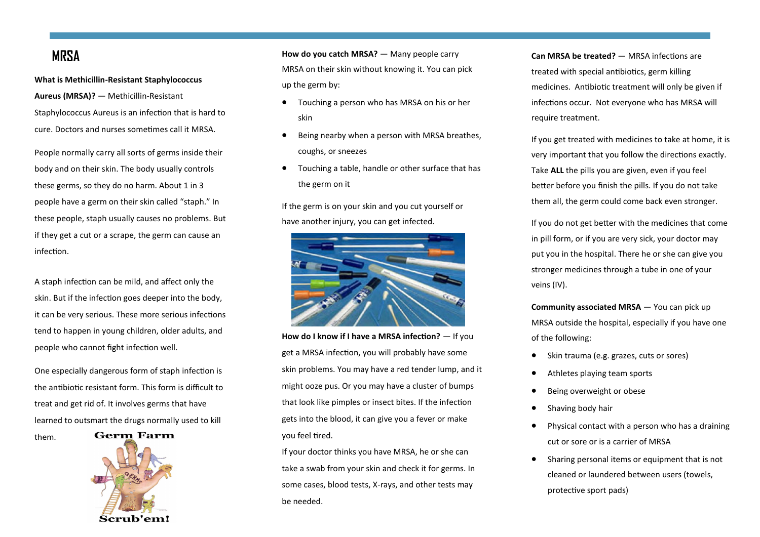# MRSA

**What is Methicillin-Resistant Staphylococcus Aureus (MRSA)?** — Methicillin-Resistant Staphylococcus Aureus is an infection that is hard to cure. Doctors and nurses sometimes call it MRSA.

People normally carry all sorts of germs inside their body and on their skin. The body usually controls these germs, so they do no harm. About 1 in 3 people have a germ on their skin called "staph." In these people, staph usually causes no problems. But if they get a cut or a scrape, the germ can cause an infection.

A staph infection can be mild, and affect only the skin. But if the infection goes deeper into the body, it can be very serious. These more serious infections tend to happen in young children, older adults, and people who cannot fight infection well.

One especially dangerous form of staph infection is the antibiotic resistant form. This form is difficult to treat and get rid of. It involves germs that have learned to outsmart the drugs normally used to kill them.

Germ Farm

Scrub'em!

**How do you catch MRSA?** — Many people carry MRSA on their skin without knowing it. You can pick up the germ by:

- Touching a person who has MRSA on his or her skin
- Being nearby when a person with MRSA breathes, coughs, or sneezes
- Touching a table, handle or other surface that has the germ on it

If the germ is on your skin and you cut yourself or have another injury, you can get infected.

**How do I know if I have a MRSA infection?** — If you get a MRSA infection, you will probably have some skin problems. You may have a red tender lump, and it might ooze pus. Or you may have a cluster of bumps that look like pimples or insect bites. If the infection gets into the blood, it can give you a fever or make you feel tired.

If your doctor thinks you have MRSA, he or she can take a swab from your skin and check it for germs. In some cases, blood tests, X-rays, and other tests may be needed.

**Can MRSA be treated?** — MRSA infections are treated with special antibiotics, germ killing medicines. Antibiotic treatment will only be given if infections occur. Not everyone who has MRSA will require treatment.

If you get treated with medicines to take at home, it is very important that you follow the directions exactly. Take **ALL** the pills you are given, even if you feel better before you finish the pills. If you do not take them all, the germ could come back even stronger.

If you do not get better with the medicines that come in pill form, or if you are very sick, your doctor may put you in the hospital. There he or she can give you stronger medicines through a tube in one of your veins (IV).

**Community associated MRSA** — You can pick up MRSA outside the hospital, especially if you have one of the following:

- Skin trauma (e.g. grazes, cuts or sores)
- Athletes playing team sports
- Being overweight or obese
- Shaving body hair
- Physical contact with a person who has a draining cut or sore or is a carrier of MRSA
- Sharing personal items or equipment that is not cleaned or laundered between users (towels, protective sport pads)